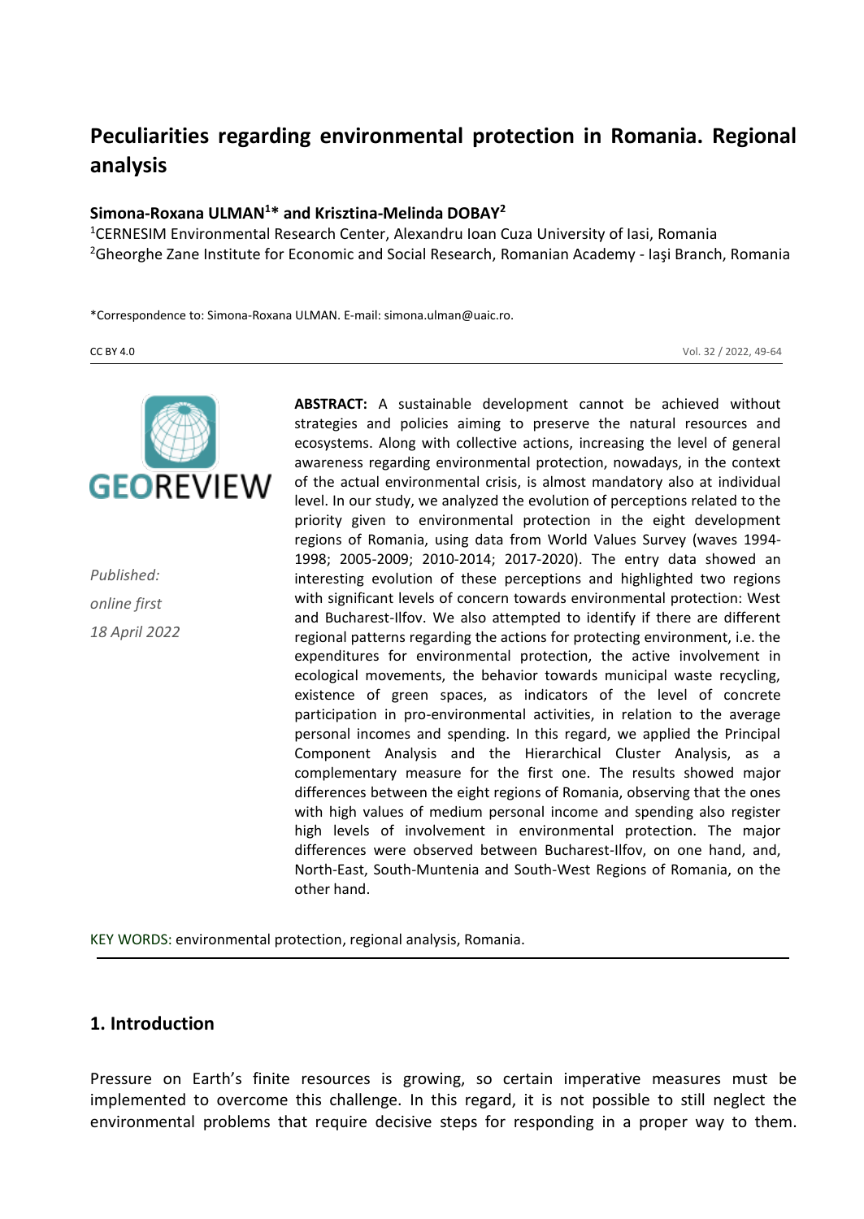# Peculiarities regarding environmental protection in Romania. Regional analysis

**Simona-Roxana ULMAN[1]* and Krisztina-Melinda DOBAY[2]**

[1]CERNESIM Environmental Research Center, Alexandru Ioan Cuza University of Iasi, Romania
[2]Gheorghe Zane Institute for Economic and Social Research, Romanian Academy - Iaşi Branch, Romania

*Correspondence to: Simona-Roxana ULMAN. E-mail: simona.ulman@uaic.ro.

CC BY 4.0

*Published: online first 18 April 2022*

**ABSTRACT:** A sustainable development cannot be achieved without strategies and policies aiming to preserve the natural resources and ecosystems. Along with collective actions, increasing the level of general awareness regarding environmental protection, nowadays, in the context of the actual environmental crisis, is almost mandatory also at individual level. In our study, we analyzed the evolution of perceptions related to the priority given to environmental protection in the eight development regions of Romania, using data from World Values Survey (waves 1994-1998; 2005-2009; 2010-2014; 2017-2020). The entry data showed an interesting evolution of these perceptions and highlighted two regions with significant levels of concern towards environmental protection: West and Bucharest-Ilfov. We also attempted to identify if there are different regional patterns regarding the actions for protecting environment, i.e. the expenditures for environmental protection, the active involvement in ecological movements, the behavior towards municipal waste recycling, existence of green spaces, as indicators of the level of concrete participation in pro-environmental activities, in relation to the average personal incomes and spending. In this regard, we applied the Principal Component Analysis and the Hierarchical Cluster Analysis, as a complementary measure for the first one. The results showed major differences between the eight regions of Romania, observing that the ones with high values of medium personal income and spending also register high levels of involvement in environmental protection. The major differences were observed between Bucharest-Ilfov, on one hand, and, North-East, South-Muntenia and South-West Regions of Romania, on the other hand.

KEY WORDS: environmental protection, regional analysis, Romania.

## 1. Introduction

Pressure on Earth's finite resources is growing, so certain imperative measures must be implemented to overcome this challenge. In this regard, it is not possible to still neglect the environmental problems that require decisive steps for responding in a proper way to them.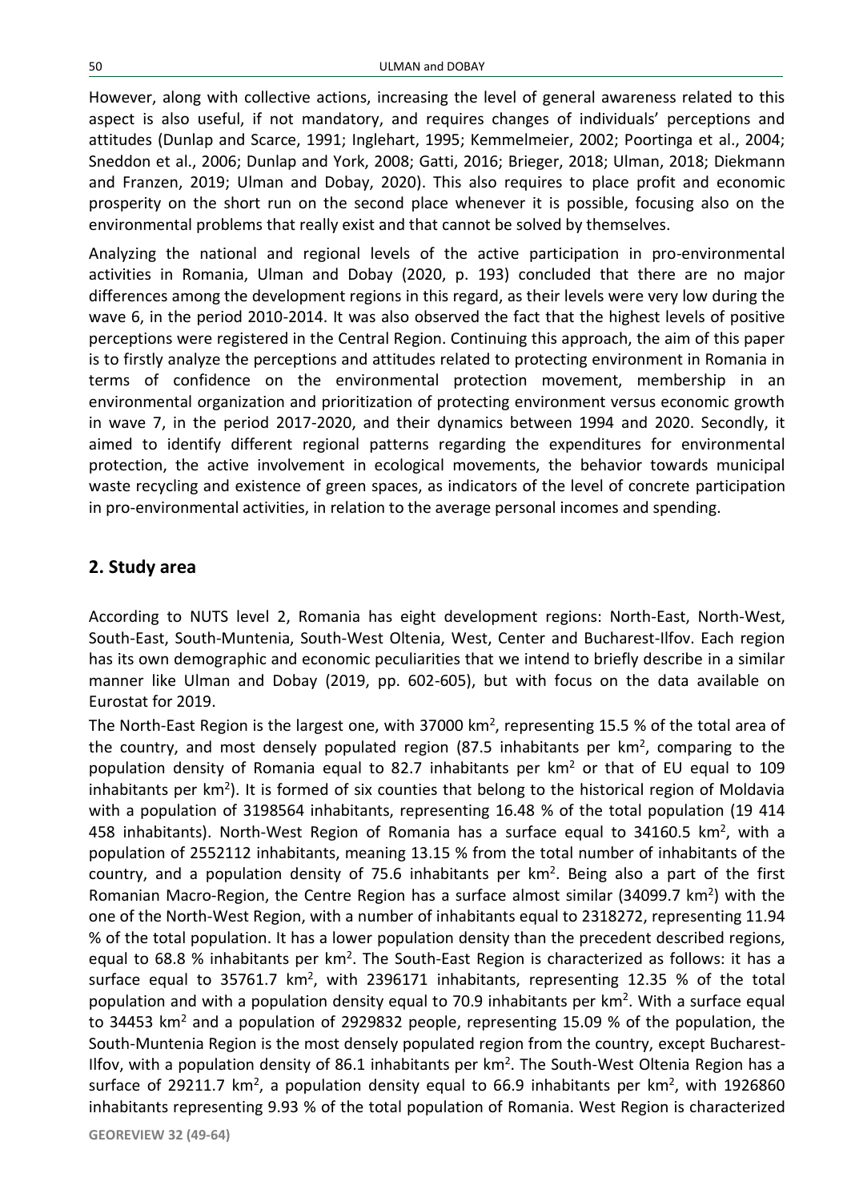However, along with collective actions, increasing the level of general awareness related to this aspect is also useful, if not mandatory, and requires changes of individuals' perceptions and attitudes (Dunlap and Scarce, 1991; Inglehart, 1995; Kemmelmeier, 2002; Poortinga et al., 2004; Sneddon et al., 2006; Dunlap and York, 2008; Gatti, 2016; Brieger, 2018; Ulman, 2018; Diekmann and Franzen, 2019; Ulman and Dobay, 2020). This also requires to place profit and economic prosperity on the short run on the second place whenever it is possible, focusing also on the environmental problems that really exist and that cannot be solved by themselves.

Analyzing the national and regional levels of the active participation in pro-environmental activities in Romania, Ulman and Dobay (2020, p. 193) concluded that there are no major differences among the development regions in this regard, as their levels were very low during the wave 6, in the period 2010-2014. It was also observed the fact that the highest levels of positive perceptions were registered in the Central Region. Continuing this approach, the aim of this paper is to firstly analyze the perceptions and attitudes related to protecting environment in Romania in terms of confidence on the environmental protection movement, membership in an environmental organization and prioritization of protecting environment versus economic growth in wave 7, in the period 2017-2020, and their dynamics between 1994 and 2020. Secondly, it aimed to identify different regional patterns regarding the expenditures for environmental protection, the active involvement in ecological movements, the behavior towards municipal waste recycling and existence of green spaces, as indicators of the level of concrete participation in pro-environmental activities, in relation to the average personal incomes and spending.

## 2. Study area

According to NUTS level 2, Romania has eight development regions: North-East, North-West, South-East, South-Muntenia, South-West Oltenia, West, Center and Bucharest-Ilfov. Each region has its own demographic and economic peculiarities that we intend to briefly describe in a similar manner like Ulman and Dobay (2019, pp. 602-605), but with focus on the data available on Eurostat for 2019.

The North-East Region is the largest one, with 37000 km$^2$, representing 15.5 % of the total area of the country, and most densely populated region (87.5 inhabitants per km$^2$, comparing to the population density of Romania equal to 82.7 inhabitants per km$^2$ or that of EU equal to 109 inhabitants per km$^2$). It is formed of six counties that belong to the historical region of Moldavia with a population of 3198564 inhabitants, representing 16.48 % of the total population (19 414 458 inhabitants). North-West Region of Romania has a surface equal to 34160.5 km$^2$, with a population of 2552112 inhabitants, meaning 13.15 % from the total number of inhabitants of the country, and a population density of 75.6 inhabitants per km$^2$. Being also a part of the first Romanian Macro-Region, the Centre Region has a surface almost similar (34099.7 km$^2$) with the one of the North-West Region, with a number of inhabitants equal to 2318272, representing 11.94 % of the total population. It has a lower population density than the precedent described regions, equal to 68.8 % inhabitants per km$^2$. The South-East Region is characterized as follows: it has a surface equal to 35761.7 km$^2$, with 2396171 inhabitants, representing 12.35 % of the total population and with a population density equal to 70.9 inhabitants per km$^2$. With a surface equal to 34453 km$^2$ and a population of 2929832 people, representing 15.09 % of the population, the South-Muntenia Region is the most densely populated region from the country, except Bucharest-Ilfov, with a population density of 86.1 inhabitants per km$^2$. The South-West Oltenia Region has a surface of 29211.7 km$^2$, a population density equal to 66.9 inhabitants per km$^2$, with 1926860 inhabitants representing 9.93 % of the total population of Romania. West Region is characterized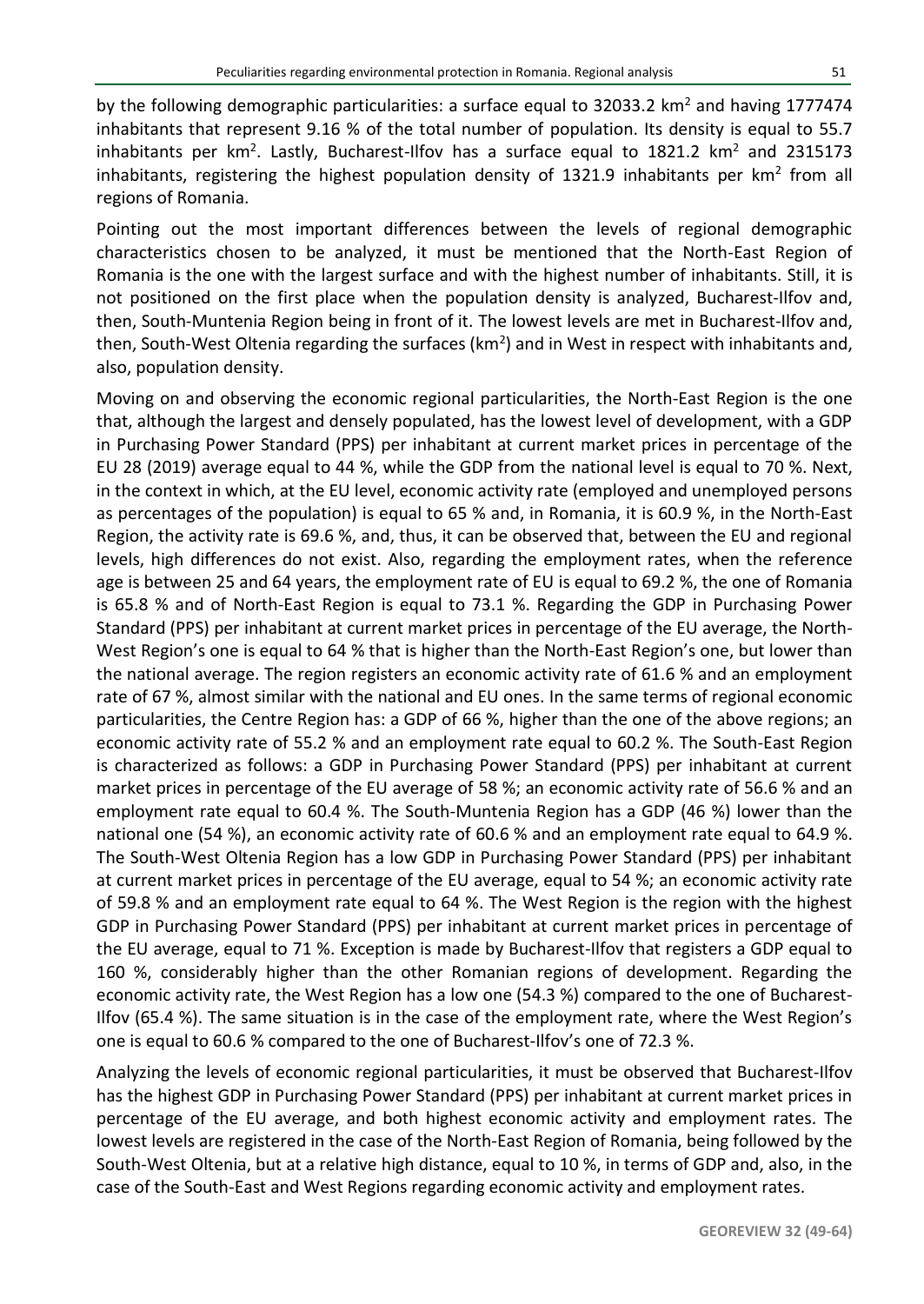by the following demographic particularities: a surface equal to 32033.2 km$^2$ and having 1777474 inhabitants that represent 9.16 % of the total number of population. Its density is equal to 55.7 inhabitants per km$^2$. Lastly, Bucharest-Ilfov has a surface equal to 1821.2 km$^2$ and 2315173 inhabitants, registering the highest population density of 1321.9 inhabitants per km$^2$ from all regions of Romania.

Pointing out the most important differences between the levels of regional demographic characteristics chosen to be analyzed, it must be mentioned that the North-East Region of Romania is the one with the largest surface and with the highest number of inhabitants. Still, it is not positioned on the first place when the population density is analyzed, Bucharest-Ilfov and, then, South-Muntenia Region being in front of it. The lowest levels are met in Bucharest-Ilfov and, then, South-West Oltenia regarding the surfaces (km$^2$) and in West in respect with inhabitants and, also, population density.

Moving on and observing the economic regional particularities, the North-East Region is the one that, although the largest and densely populated, has the lowest level of development, with a GDP in Purchasing Power Standard (PPS) per inhabitant at current market prices in percentage of the EU 28 (2019) average equal to 44 %, while the GDP from the national level is equal to 70 %. Next, in the context in which, at the EU level, economic activity rate (employed and unemployed persons as percentages of the population) is equal to 65 % and, in Romania, it is 60.9 %, in the North-East Region, the activity rate is 69.6 %, and, thus, it can be observed that, between the EU and regional levels, high differences do not exist. Also, regarding the employment rates, when the reference age is between 25 and 64 years, the employment rate of EU is equal to 69.2 %, the one of Romania is 65.8 % and of North-East Region is equal to 73.1 %. Regarding the GDP in Purchasing Power Standard (PPS) per inhabitant at current market prices in percentage of the EU average, the North-West Region's one is equal to 64 % that is higher than the North-East Region's one, but lower than the national average. The region registers an economic activity rate of 61.6 % and an employment rate of 67 %, almost similar with the national and EU ones. In the same terms of regional economic particularities, the Centre Region has: a GDP of 66 %, higher than the one of the above regions; an economic activity rate of 55.2 % and an employment rate equal to 60.2 %. The South-East Region is characterized as follows: a GDP in Purchasing Power Standard (PPS) per inhabitant at current market prices in percentage of the EU average of 58 %; an economic activity rate of 56.6 % and an employment rate equal to 60.4 %. The South-Muntenia Region has a GDP (46 %) lower than the national one (54 %), an economic activity rate of 60.6 % and an employment rate equal to 64.9 %. The South-West Oltenia Region has a low GDP in Purchasing Power Standard (PPS) per inhabitant at current market prices in percentage of the EU average, equal to 54 %; an economic activity rate of 59.8 % and an employment rate equal to 64 %. The West Region is the region with the highest GDP in Purchasing Power Standard (PPS) per inhabitant at current market prices in percentage of the EU average, equal to 71 %. Exception is made by Bucharest-Ilfov that registers a GDP equal to 160 %, considerably higher than the other Romanian regions of development. Regarding the economic activity rate, the West Region has a low one (54.3 %) compared to the one of Bucharest-Ilfov (65.4 %). The same situation is in the case of the employment rate, where the West Region's one is equal to 60.6 % compared to the one of Bucharest-Ilfov's one of 72.3 %.

Analyzing the levels of economic regional particularities, it must be observed that Bucharest-Ilfov has the highest GDP in Purchasing Power Standard (PPS) per inhabitant at current market prices in percentage of the EU average, and both highest economic activity and employment rates. The lowest levels are registered in the case of the North-East Region of Romania, being followed by the South-West Oltenia, but at a relative high distance, equal to 10 %, in terms of GDP and, also, in the case of the South-East and West Regions regarding economic activity and employment rates.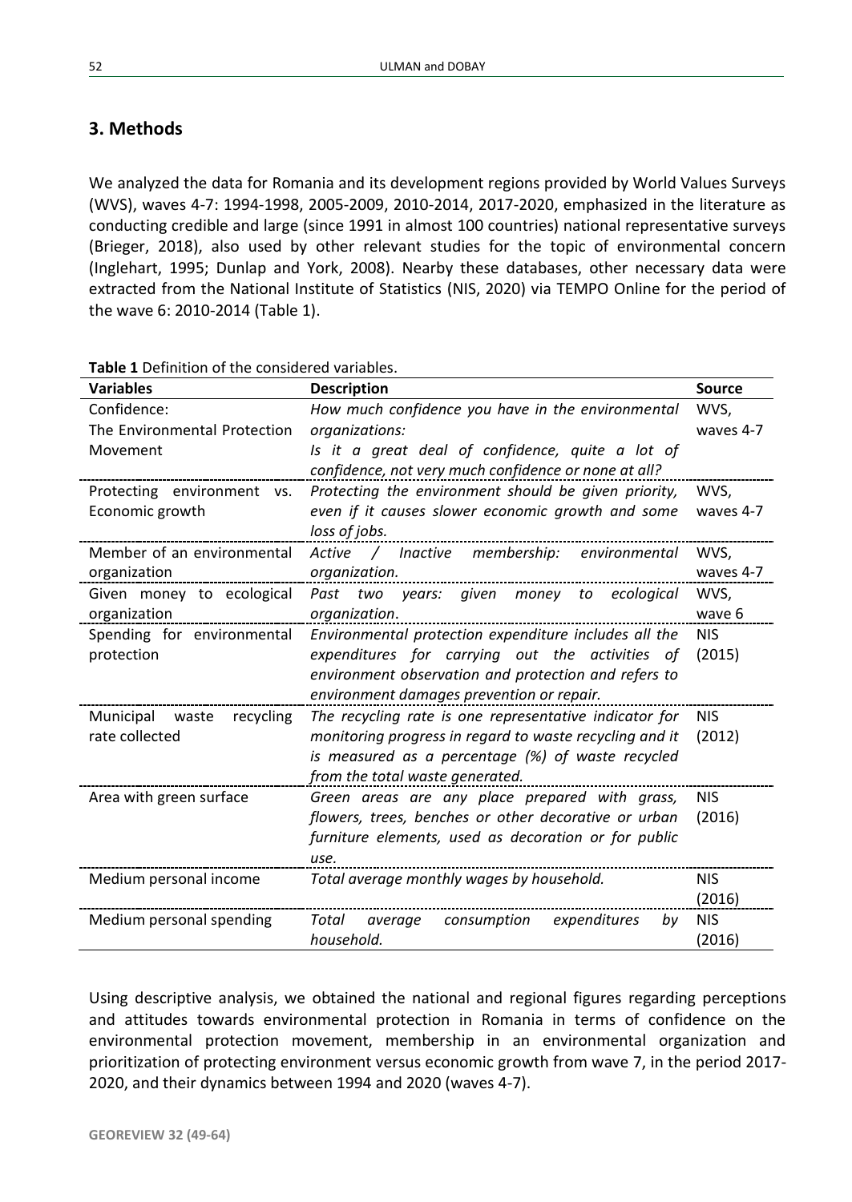## 3. Methods

We analyzed the data for Romania and its development regions provided by World Values Surveys (WVS), waves 4-7: 1994-1998, 2005-2009, 2010-2014, 2017-2020, emphasized in the literature as conducting credible and large (since 1991 in almost 100 countries) national representative surveys (Brieger, 2018), also used by other relevant studies for the topic of environmental concern (Inglehart, 1995; Dunlap and York, 2008). Nearby these databases, other necessary data were extracted from the National Institute of Statistics (NIS, 2020) via TEMPO Online for the period of the wave 6: 2010-2014 (Table 1).

**Table 1** Definition of the considered variables.

| Variables | Description | Source |
|---|---|---|
| Confidence: The Environmental Protection Movement | *How much confidence you have in the environmental organizations: Is it a great deal of confidence, quite a lot of confidence, not very much confidence or none at all?* | WVS, waves 4-7 |
| Protecting environment vs. Economic growth | *Protecting the environment should be given priority, even if it causes slower economic growth and some loss of jobs.* | WVS, waves 4-7 |
| Member of an environmental organization | *Active / Inactive membership: environmental organization.* | WVS, waves 4-7 |
| Given money to ecological organization | *Past two years: given money to ecological organization*. | WVS, wave 6 |
| Spending for environmental protection | *Environmental protection expenditure includes all the expenditures for carrying out the activities of environment observation and protection and refers to environment damages prevention or repair.* | NIS (2015) |
| Municipal waste recycling rate collected | *The recycling rate is one representative indicator for monitoring progress in regard to waste recycling and it is measured as a percentage (%) of waste recycled from the total waste generated.* | NIS (2012) |
| Area with green surface | *Green areas are any place prepared with grass, flowers, trees, benches or other decorative or urban furniture elements, used as decoration or for public use.* | NIS (2016) |
| Medium personal income | *Total average monthly wages by household.* | NIS (2016) |
| Medium personal spending | *Total average consumption expenditures by household.* | NIS (2016) |

Using descriptive analysis, we obtained the national and regional figures regarding perceptions and attitudes towards environmental protection in Romania in terms of confidence on the environmental protection movement, membership in an environmental organization and prioritization of protecting environment versus economic growth from wave 7, in the period 2017-2020, and their dynamics between 1994 and 2020 (waves 4-7).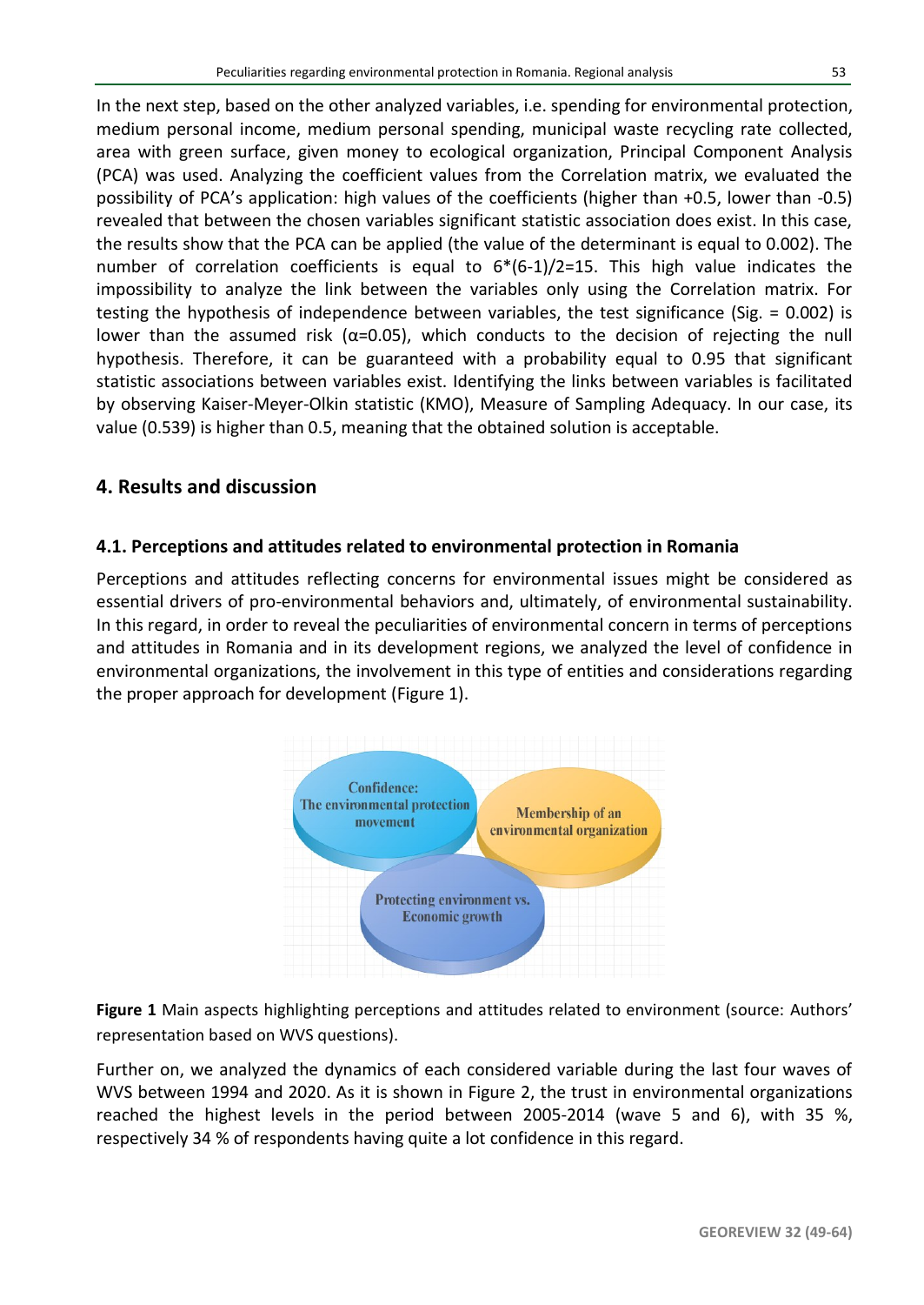In the next step, based on the other analyzed variables, i.e. spending for environmental protection, medium personal income, medium personal spending, municipal waste recycling rate collected, area with green surface, given money to ecological organization, Principal Component Analysis (PCA) was used. Analyzing the coefficient values from the Correlation matrix, we evaluated the possibility of PCA's application: high values of the coefficients (higher than +0.5, lower than -0.5) revealed that between the chosen variables significant statistic association does exist. In this case, the results show that the PCA can be applied (the value of the determinant is equal to 0.002). The number of correlation coefficients is equal to $6*(6-1)/2=15$. This high value indicates the impossibility to analyze the link between the variables only using the Correlation matrix. For testing the hypothesis of independence between variables, the test significance (Sig. = 0.002) is lower than the assumed risk ($\alpha=0.05$), which conducts to the decision of rejecting the null hypothesis. Therefore, it can be guaranteed with a probability equal to 0.95 that significant statistic associations between variables exist. Identifying the links between variables is facilitated by observing Kaiser-Meyer-Olkin statistic (KMO), Measure of Sampling Adequacy. In our case, its value (0.539) is higher than 0.5, meaning that the obtained solution is acceptable.

## 4. Results and discussion

### 4.1. Perceptions and attitudes related to environmental protection in Romania

Perceptions and attitudes reflecting concerns for environmental issues might be considered as essential drivers of pro-environmental behaviors and, ultimately, of environmental sustainability. In this regard, in order to reveal the peculiarities of environmental concern in terms of perceptions and attitudes in Romania and in its development regions, we analyzed the level of confidence in environmental organizations, the involvement in this type of entities and considerations regarding the proper approach for development (Figure 1).

Confidence: The environmental protection movement

Membership of an environmental organization

Protecting environment vs. Economic growth

**Figure 1** Main aspects highlighting perceptions and attitudes related to environment (source: Authors' representation based on WVS questions).

Further on, we analyzed the dynamics of each considered variable during the last four waves of WVS between 1994 and 2020. As it is shown in Figure 2, the trust in environmental organizations reached the highest levels in the period between 2005-2014 (wave 5 and 6), with 35 %, respectively 34 % of respondents having quite a lot confidence in this regard.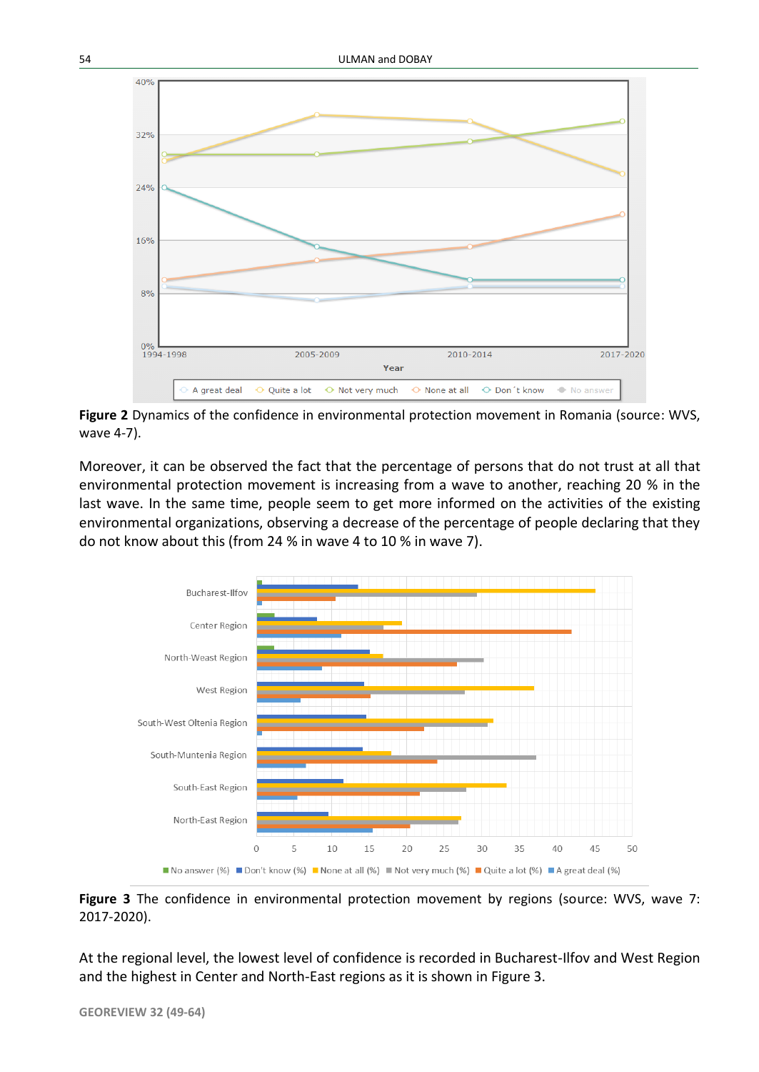**Figure 2** Dynamics of the confidence in environmental protection movement in Romania (source: WVS, wave 4-7).

Moreover, it can be observed the fact that the percentage of persons that do not trust at all that environmental protection movement is increasing from a wave to another, reaching 20 % in the last wave. In the same time, people seem to get more informed on the activities of the existing environmental organizations, observing a decrease of the percentage of people declaring that they do not know about this (from 24 % in wave 4 to 10 % in wave 7).

**Figure 3** The confidence in environmental protection movement by regions (source: WVS, wave 7: 2017-2020).

At the regional level, the lowest level of confidence is recorded in Bucharest-Ilfov and West Region and the highest in Center and North-East regions as it is shown in Figure 3.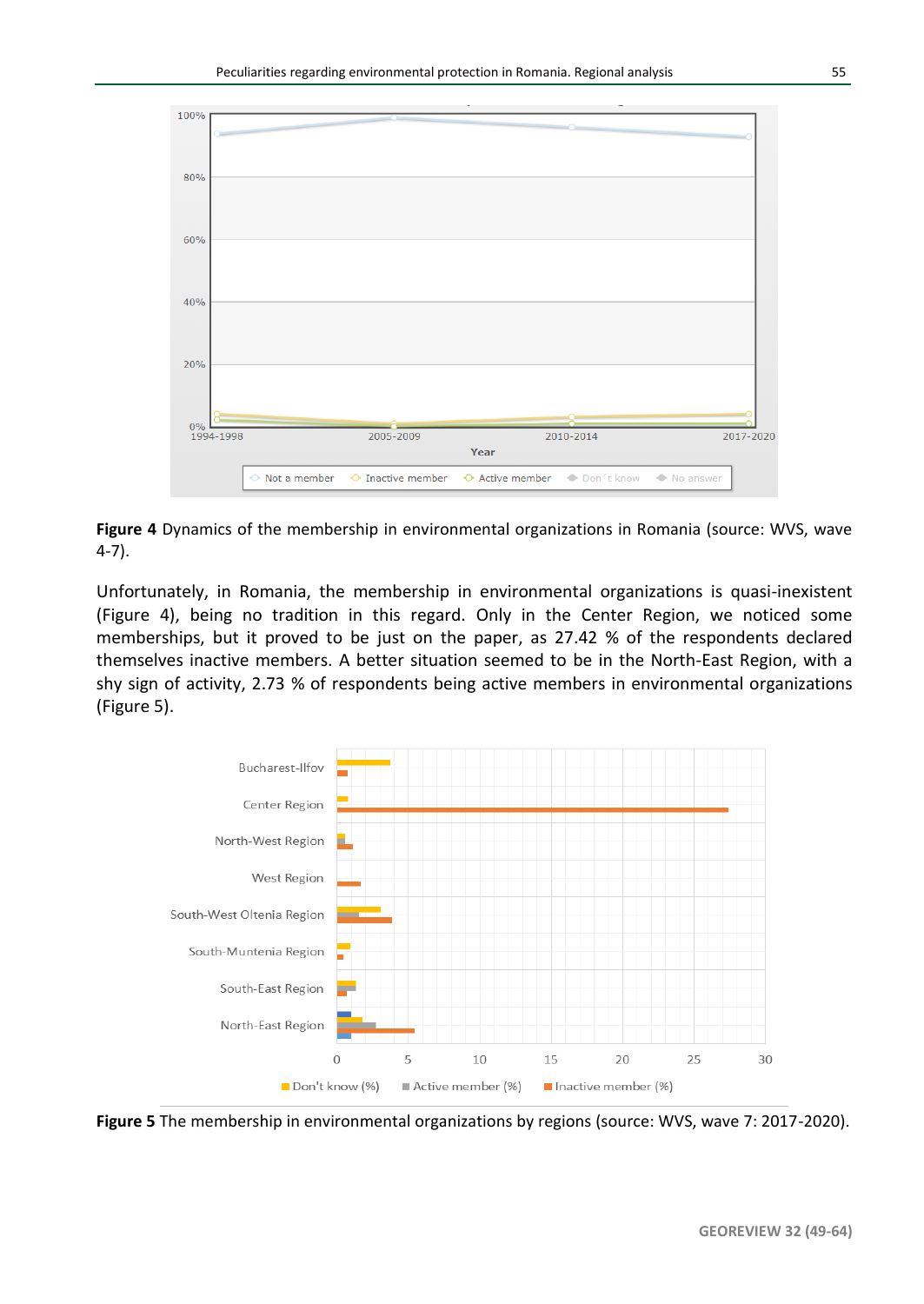**Figure 4** Dynamics of the membership in environmental organizations in Romania (source: WVS, wave 4-7).

Unfortunately, in Romania, the membership in environmental organizations is quasi-inexistent (Figure 4), being no tradition in this regard. Only in the Center Region, we noticed some memberships, but it proved to be just on the paper, as 27.42 % of the respondents declared themselves inactive members. A better situation seemed to be in the North-East Region, with a shy sign of activity, 2.73 % of respondents being active members in environmental organizations (Figure 5).

**Figure 5** The membership in environmental organizations by regions (source: WVS, wave 7: 2017-2020).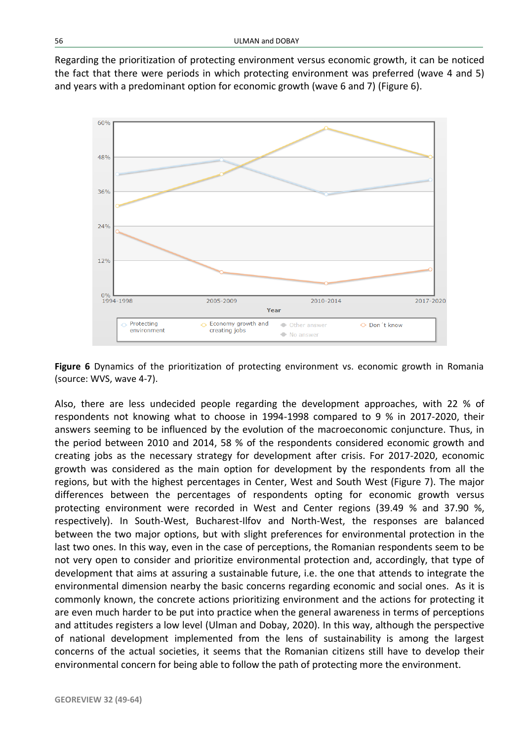Regarding the prioritization of protecting environment versus economic growth, it can be noticed the fact that there were periods in which protecting environment was preferred (wave 4 and 5) and years with a predominant option for economic growth (wave 6 and 7) (Figure 6).

**Figure 6** Dynamics of the prioritization of protecting environment vs. economic growth in Romania (source: WVS, wave 4-7).

Also, there are less undecided people regarding the development approaches, with 22 % of respondents not knowing what to choose in 1994-1998 compared to 9 % in 2017-2020, their answers seeming to be influenced by the evolution of the macroeconomic conjuncture. Thus, in the period between 2010 and 2014, 58 % of the respondents considered economic growth and creating jobs as the necessary strategy for development after crisis. For 2017-2020, economic growth was considered as the main option for development by the respondents from all the regions, but with the highest percentages in Center, West and South West (Figure 7). The major differences between the percentages of respondents opting for economic growth versus protecting environment were recorded in West and Center regions (39.49 % and 37.90 %, respectively). In South-West, Bucharest-Ilfov and North-West, the responses are balanced between the two major options, but with slight preferences for environmental protection in the last two ones. In this way, even in the case of perceptions, the Romanian respondents seem to be not very open to consider and prioritize environmental protection and, accordingly, that type of development that aims at assuring a sustainable future, i.e. the one that attends to integrate the environmental dimension nearby the basic concerns regarding economic and social ones. As it is commonly known, the concrete actions prioritizing environment and the actions for protecting it are even much harder to be put into practice when the general awareness in terms of perceptions and attitudes registers a low level (Ulman and Dobay, 2020). In this way, although the perspective of national development implemented from the lens of sustainability is among the largest concerns of the actual societies, it seems that the Romanian citizens still have to develop their environmental concern for being able to follow the path of protecting more the environment.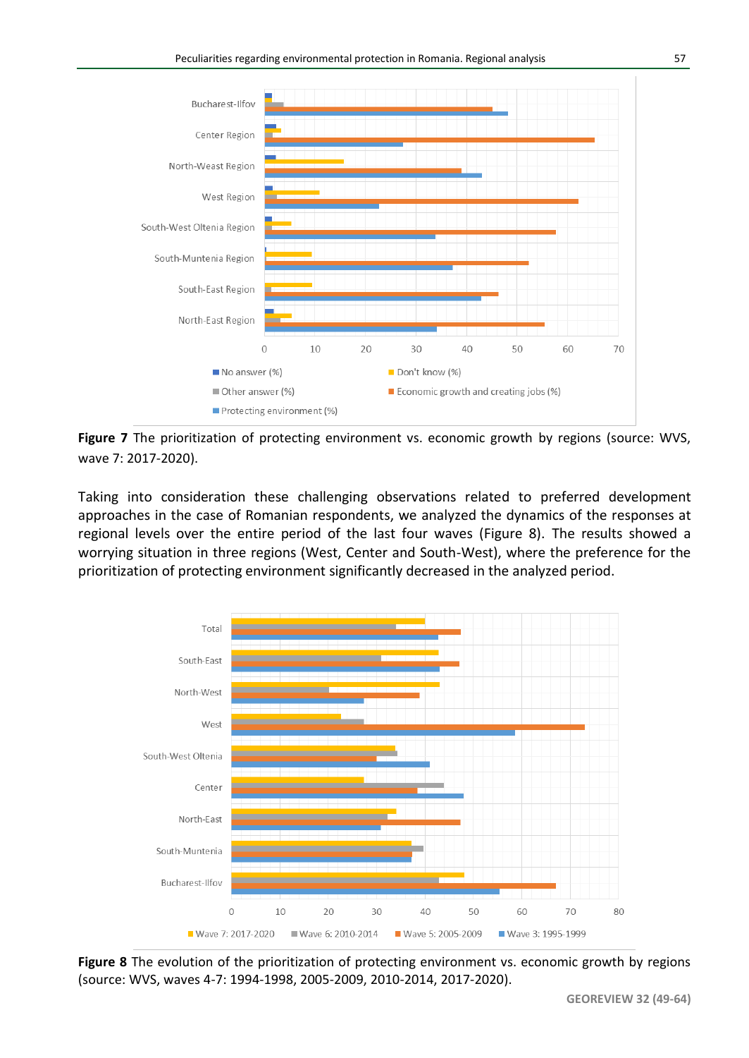**Figure 7** The prioritization of protecting environment vs. economic growth by regions (source: WVS, wave 7: 2017-2020).

Taking into consideration these challenging observations related to preferred development approaches in the case of Romanian respondents, we analyzed the dynamics of the responses at regional levels over the entire period of the last four waves (Figure 8). The results showed a worrying situation in three regions (West, Center and South-West), where the preference for the prioritization of protecting environment significantly decreased in the analyzed period.

**Figure 8** The evolution of the prioritization of protecting environment vs. economic growth by regions (source: WVS, waves 4-7: 1994-1998, 2005-2009, 2010-2014, 2017-2020).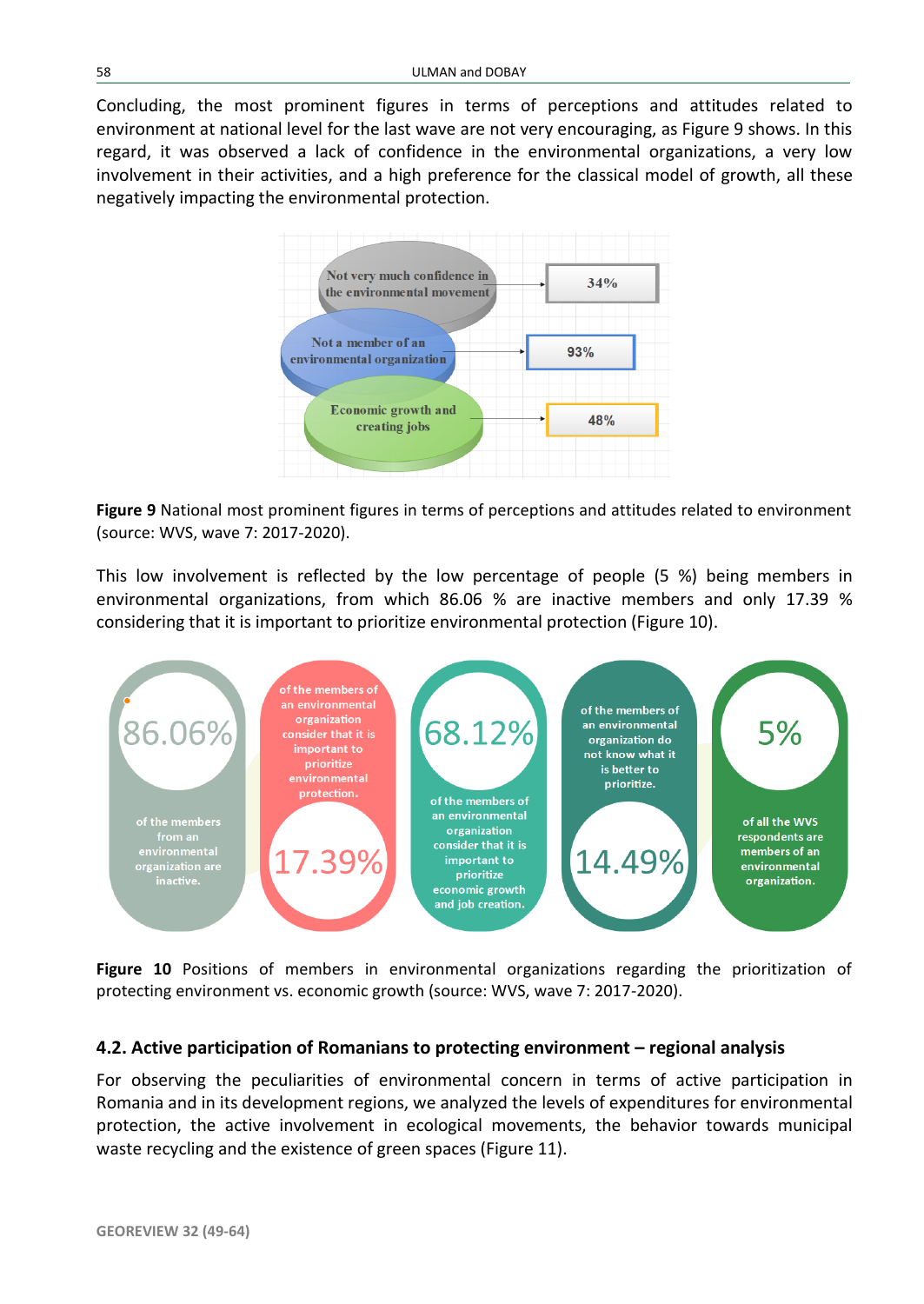Concluding, the most prominent figures in terms of perceptions and attitudes related to environment at national level for the last wave are not very encouraging, as Figure 9 shows. In this regard, it was observed a lack of confidence in the environmental organizations, a very low involvement in their activities, and a high preference for the classical model of growth, all these negatively impacting the environmental protection.

Not very much confidence in the environmental movement — 34%

Not a member of an environmental organization — 93%

Economic growth and creating jobs — 48%

**Figure 9** National most prominent figures in terms of perceptions and attitudes related to environment (source: WVS, wave 7: 2017-2020).

This low involvement is reflected by the low percentage of people (5 %) being members in environmental organizations, from which 86.06 % are inactive members and only 17.39 % considering that it is important to prioritize environmental protection (Figure 10).

86.06% of the members from an environmental organization are inactive.

17.39% of the members of an environmental organization consider that it is important to prioritize environmental protection.

68.12% of the members of an environmental organization consider that it is important to prioritize economic growth and job creation.

14.49% of the members of an environmental organization do not know what it is better to prioritize.

5% of all the WVS respondents are members of an environmental organization.

**Figure 10** Positions of members in environmental organizations regarding the prioritization of protecting environment vs. economic growth (source: WVS, wave 7: 2017-2020).

## 4.2. Active participation of Romanians to protecting environment – regional analysis

For observing the peculiarities of environmental concern in terms of active participation in Romania and in its development regions, we analyzed the levels of expenditures for environmental protection, the active involvement in ecological movements, the behavior towards municipal waste recycling and the existence of green spaces (Figure 11).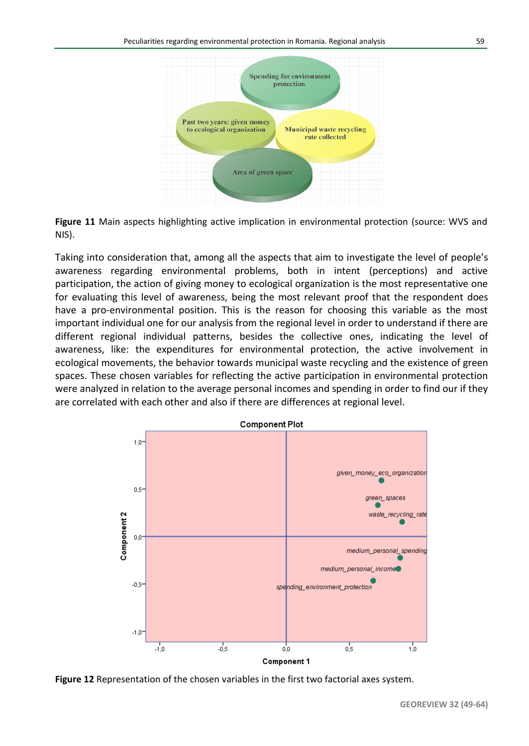**Figure 11** Main aspects highlighting active implication in environmental protection (source: WVS and NIS).

Taking into consideration that, among all the aspects that aim to investigate the level of people's awareness regarding environmental problems, both in intent (perceptions) and active participation, the action of giving money to ecological organization is the most representative one for evaluating this level of awareness, being the most relevant proof that the respondent does have a pro-environmental position. This is the reason for choosing this variable as the most important individual one for our analysis from the regional level in order to understand if there are different regional individual patterns, besides the collective ones, indicating the level of awareness, like: the expenditures for environmental protection, the active involvement in ecological movements, the behavior towards municipal waste recycling and the existence of green spaces. These chosen variables for reflecting the active participation in environmental protection were analyzed in relation to the average personal incomes and spending in order to find our if they are correlated with each other and also if there are differences at regional level.

**Figure 12** Representation of the chosen variables in the first two factorial axes system.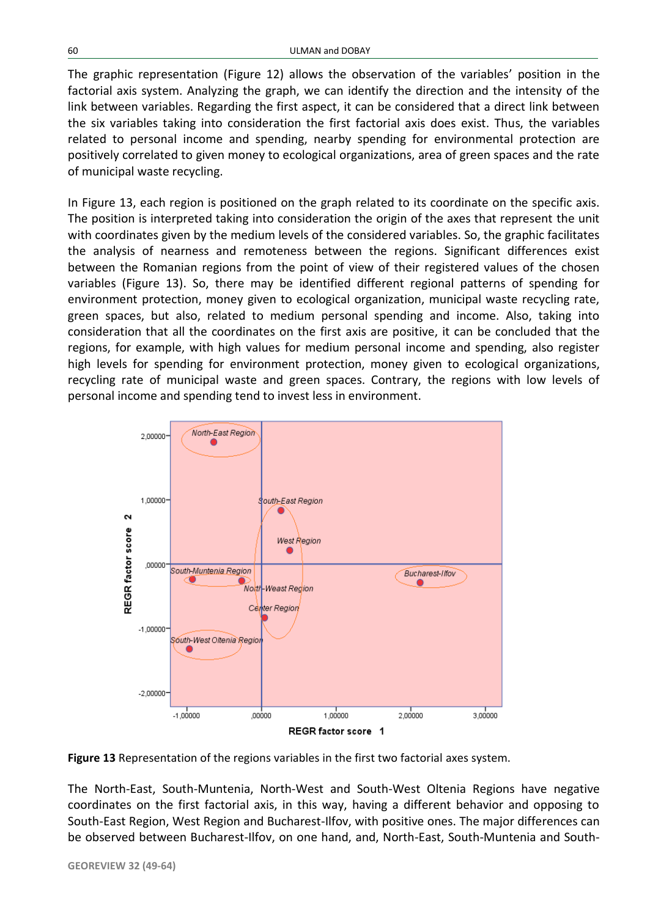The graphic representation (Figure 12) allows the observation of the variables' position in the factorial axis system. Analyzing the graph, we can identify the direction and the intensity of the link between variables. Regarding the first aspect, it can be considered that a direct link between the six variables taking into consideration the first factorial axis does exist. Thus, the variables related to personal income and spending, nearby spending for environmental protection are positively correlated to given money to ecological organizations, area of green spaces and the rate of municipal waste recycling.

In Figure 13, each region is positioned on the graph related to its coordinate on the specific axis. The position is interpreted taking into consideration the origin of the axes that represent the unit with coordinates given by the medium levels of the considered variables. So, the graphic facilitates the analysis of nearness and remoteness between the regions. Significant differences exist between the Romanian regions from the point of view of their registered values of the chosen variables (Figure 13). So, there may be identified different regional patterns of spending for environment protection, money given to ecological organization, municipal waste recycling rate, green spaces, but also, related to medium personal spending and income. Also, taking into consideration that all the coordinates on the first axis are positive, it can be concluded that the regions, for example, with high values for medium personal income and spending, also register high levels for spending for environment protection, money given to ecological organizations, recycling rate of municipal waste and green spaces. Contrary, the regions with low levels of personal income and spending tend to invest less in environment.

**Figure 13** Representation of the regions variables in the first two factorial axes system.

The North-East, South-Muntenia, North-West and South-West Oltenia Regions have negative coordinates on the first factorial axis, in this way, having a different behavior and opposing to South-East Region, West Region and Bucharest-Ilfov, with positive ones. The major differences can be observed between Bucharest-Ilfov, on one hand, and, North-East, South-Muntenia and South-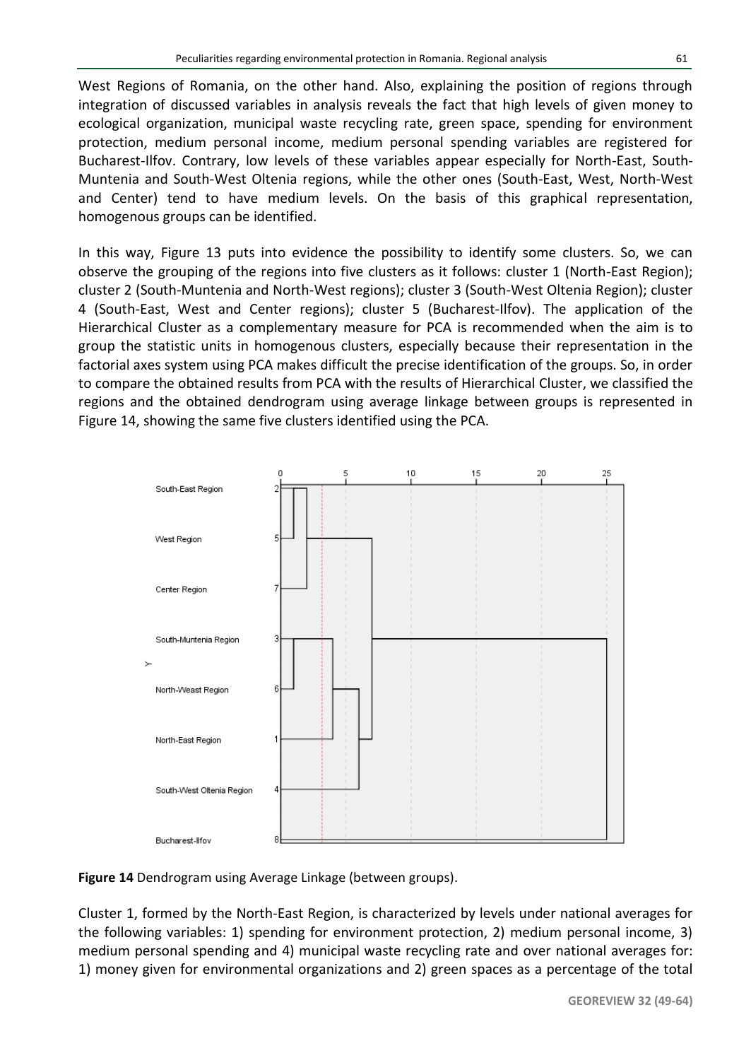West Regions of Romania, on the other hand. Also, explaining the position of regions through integration of discussed variables in analysis reveals the fact that high levels of given money to ecological organization, municipal waste recycling rate, green space, spending for environment protection, medium personal income, medium personal spending variables are registered for Bucharest-Ilfov. Contrary, low levels of these variables appear especially for North-East, South-Muntenia and South-West Oltenia regions, while the other ones (South-East, West, North-West and Center) tend to have medium levels. On the basis of this graphical representation, homogenous groups can be identified.

In this way, Figure 13 puts into evidence the possibility to identify some clusters. So, we can observe the grouping of the regions into five clusters as it follows: cluster 1 (North-East Region); cluster 2 (South-Muntenia and North-West regions); cluster 3 (South-West Oltenia Region); cluster 4 (South-East, West and Center regions); cluster 5 (Bucharest-Ilfov). The application of the Hierarchical Cluster as a complementary measure for PCA is recommended when the aim is to group the statistic units in homogenous clusters, especially because their representation in the factorial axes system using PCA makes difficult the precise identification of the groups. So, in order to compare the obtained results from PCA with the results of Hierarchical Cluster, we classified the regions and the obtained dendrogram using average linkage between groups is represented in Figure 14, showing the same five clusters identified using the PCA.

**Figure 14** Dendrogram using Average Linkage (between groups).

Cluster 1, formed by the North-East Region, is characterized by levels under national averages for the following variables: 1) spending for environment protection, 2) medium personal income, 3) medium personal spending and 4) municipal waste recycling rate and over national averages for: 1) money given for environmental organizations and 2) green spaces as a percentage of the total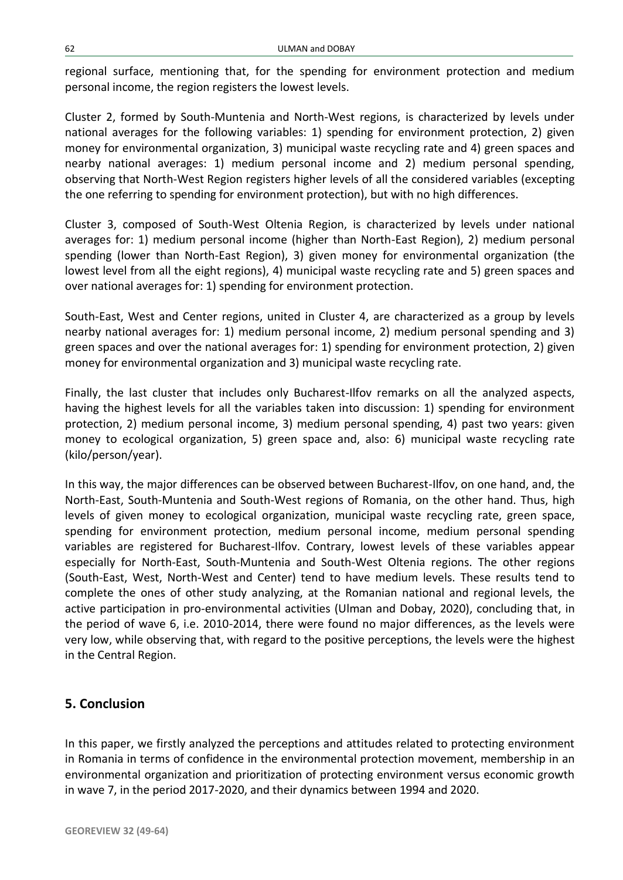regional surface, mentioning that, for the spending for environment protection and medium personal income, the region registers the lowest levels.

Cluster 2, formed by South-Muntenia and North-West regions, is characterized by levels under national averages for the following variables: 1) spending for environment protection, 2) given money for environmental organization, 3) municipal waste recycling rate and 4) green spaces and nearby national averages: 1) medium personal income and 2) medium personal spending, observing that North-West Region registers higher levels of all the considered variables (excepting the one referring to spending for environment protection), but with no high differences.

Cluster 3, composed of South-West Oltenia Region, is characterized by levels under national averages for: 1) medium personal income (higher than North-East Region), 2) medium personal spending (lower than North-East Region), 3) given money for environmental organization (the lowest level from all the eight regions), 4) municipal waste recycling rate and 5) green spaces and over national averages for: 1) spending for environment protection.

South-East, West and Center regions, united in Cluster 4, are characterized as a group by levels nearby national averages for: 1) medium personal income, 2) medium personal spending and 3) green spaces and over the national averages for: 1) spending for environment protection, 2) given money for environmental organization and 3) municipal waste recycling rate.

Finally, the last cluster that includes only Bucharest-Ilfov remarks on all the analyzed aspects, having the highest levels for all the variables taken into discussion: 1) spending for environment protection, 2) medium personal income, 3) medium personal spending, 4) past two years: given money to ecological organization, 5) green space and, also: 6) municipal waste recycling rate (kilo/person/year).

In this way, the major differences can be observed between Bucharest-Ilfov, on one hand, and, the North-East, South-Muntenia and South-West regions of Romania, on the other hand. Thus, high levels of given money to ecological organization, municipal waste recycling rate, green space, spending for environment protection, medium personal income, medium personal spending variables are registered for Bucharest-Ilfov. Contrary, lowest levels of these variables appear especially for North-East, South-Muntenia and South-West Oltenia regions. The other regions (South-East, West, North-West and Center) tend to have medium levels. These results tend to complete the ones of other study analyzing, at the Romanian national and regional levels, the active participation in pro-environmental activities (Ulman and Dobay, 2020), concluding that, in the period of wave 6, i.e. 2010-2014, there were found no major differences, as the levels were very low, while observing that, with regard to the positive perceptions, the levels were the highest in the Central Region.

## 5. Conclusion

In this paper, we firstly analyzed the perceptions and attitudes related to protecting environment in Romania in terms of confidence in the environmental protection movement, membership in an environmental organization and prioritization of protecting environment versus economic growth in wave 7, in the period 2017-2020, and their dynamics between 1994 and 2020.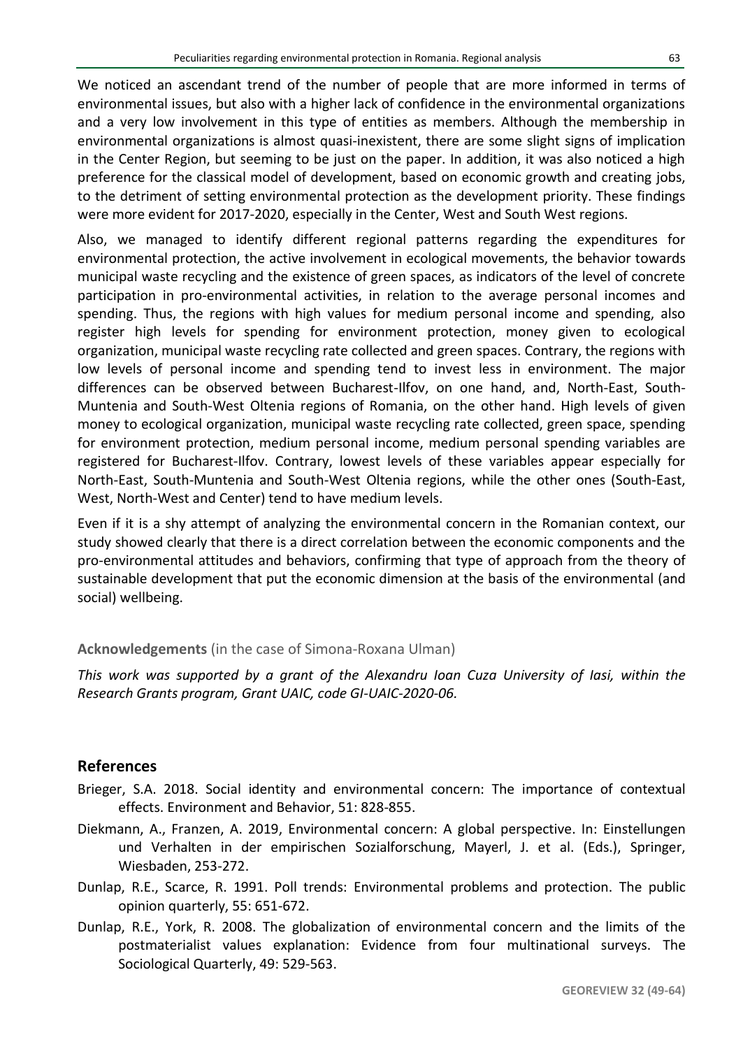We noticed an ascendant trend of the number of people that are more informed in terms of environmental issues, but also with a higher lack of confidence in the environmental organizations and a very low involvement in this type of entities as members. Although the membership in environmental organizations is almost quasi-inexistent, there are some slight signs of implication in the Center Region, but seeming to be just on the paper. In addition, it was also noticed a high preference for the classical model of development, based on economic growth and creating jobs, to the detriment of setting environmental protection as the development priority. These findings were more evident for 2017-2020, especially in the Center, West and South West regions.

Also, we managed to identify different regional patterns regarding the expenditures for environmental protection, the active involvement in ecological movements, the behavior towards municipal waste recycling and the existence of green spaces, as indicators of the level of concrete participation in pro-environmental activities, in relation to the average personal incomes and spending. Thus, the regions with high values for medium personal income and spending, also register high levels for spending for environment protection, money given to ecological organization, municipal waste recycling rate collected and green spaces. Contrary, the regions with low levels of personal income and spending tend to invest less in environment. The major differences can be observed between Bucharest-Ilfov, on one hand, and, North-East, South-Muntenia and South-West Oltenia regions of Romania, on the other hand. High levels of given money to ecological organization, municipal waste recycling rate collected, green space, spending for environment protection, medium personal income, medium personal spending variables are registered for Bucharest-Ilfov. Contrary, lowest levels of these variables appear especially for North-East, South-Muntenia and South-West Oltenia regions, while the other ones (South-East, West, North-West and Center) tend to have medium levels.

Even if it is a shy attempt of analyzing the environmental concern in the Romanian context, our study showed clearly that there is a direct correlation between the economic components and the pro-environmental attitudes and behaviors, confirming that type of approach from the theory of sustainable development that put the economic dimension at the basis of the environmental (and social) wellbeing.

**Acknowledgements** (in the case of Simona-Roxana Ulman)

*This work was supported by a grant of the Alexandru Ioan Cuza University of Iasi, within the Research Grants program, Grant UAIC, code GI-UAIC-2020-06.*

## References

Brieger, S.A. 2018. Social identity and environmental concern: The importance of contextual effects. Environment and Behavior, 51: 828-855.

Diekmann, A., Franzen, A. 2019, Environmental concern: A global perspective. In: Einstellungen und Verhalten in der empirischen Sozialforschung, Mayerl, J. et al. (Eds.), Springer, Wiesbaden, 253-272.

Dunlap, R.E., Scarce, R. 1991. Poll trends: Environmental problems and protection. The public opinion quarterly, 55: 651-672.

Dunlap, R.E., York, R. 2008. The globalization of environmental concern and the limits of the postmaterialist values explanation: Evidence from four multinational surveys. The Sociological Quarterly, 49: 529-563.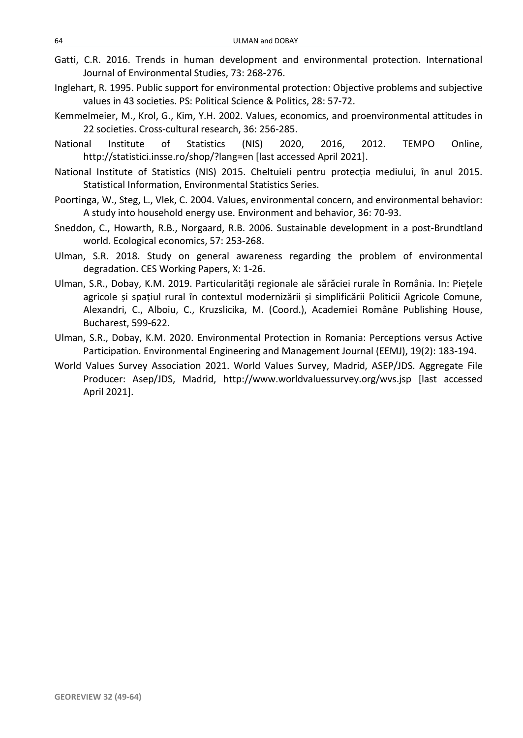Gatti, C.R. 2016. Trends in human development and environmental protection. International Journal of Environmental Studies, 73: 268-276.

Inglehart, R. 1995. Public support for environmental protection: Objective problems and subjective values in 43 societies. PS: Political Science & Politics, 28: 57-72.

Kemmelmeier, M., Krol, G., Kim, Y.H. 2002. Values, economics, and proenvironmental attitudes in 22 societies. Cross-cultural research, 36: 256-285.

National Institute of Statistics (NIS) 2020, 2016, 2012. TEMPO Online, http://statistici.insse.ro/shop/?lang=en [last accessed April 2021].

National Institute of Statistics (NIS) 2015. Cheltuieli pentru protecția mediului, în anul 2015. Statistical Information, Environmental Statistics Series.

Poortinga, W., Steg, L., Vlek, C. 2004. Values, environmental concern, and environmental behavior: A study into household energy use. Environment and behavior, 36: 70-93.

Sneddon, C., Howarth, R.B., Norgaard, R.B. 2006. Sustainable development in a post-Brundtland world. Ecological economics, 57: 253-268.

Ulman, S.R. 2018. Study on general awareness regarding the problem of environmental degradation. CES Working Papers, X: 1-26.

Ulman, S.R., Dobay, K.M. 2019. Particularități regionale ale sărăciei rurale în România. In: Piețele agricole și spațiul rural în contextul modernizării și simplificării Politicii Agricole Comune, Alexandri, C., Alboiu, C., Kruzslicika, M. (Coord.), Academiei Române Publishing House, Bucharest, 599-622.

Ulman, S.R., Dobay, K.M. 2020. Environmental Protection in Romania: Perceptions versus Active Participation. Environmental Engineering and Management Journal (EEMJ), 19(2): 183-194.

World Values Survey Association 2021. World Values Survey, Madrid, ASEP/JDS. Aggregate File Producer: Asep/JDS, Madrid, http://www.worldvaluessurvey.org/wvs.jsp [last accessed April 2021].